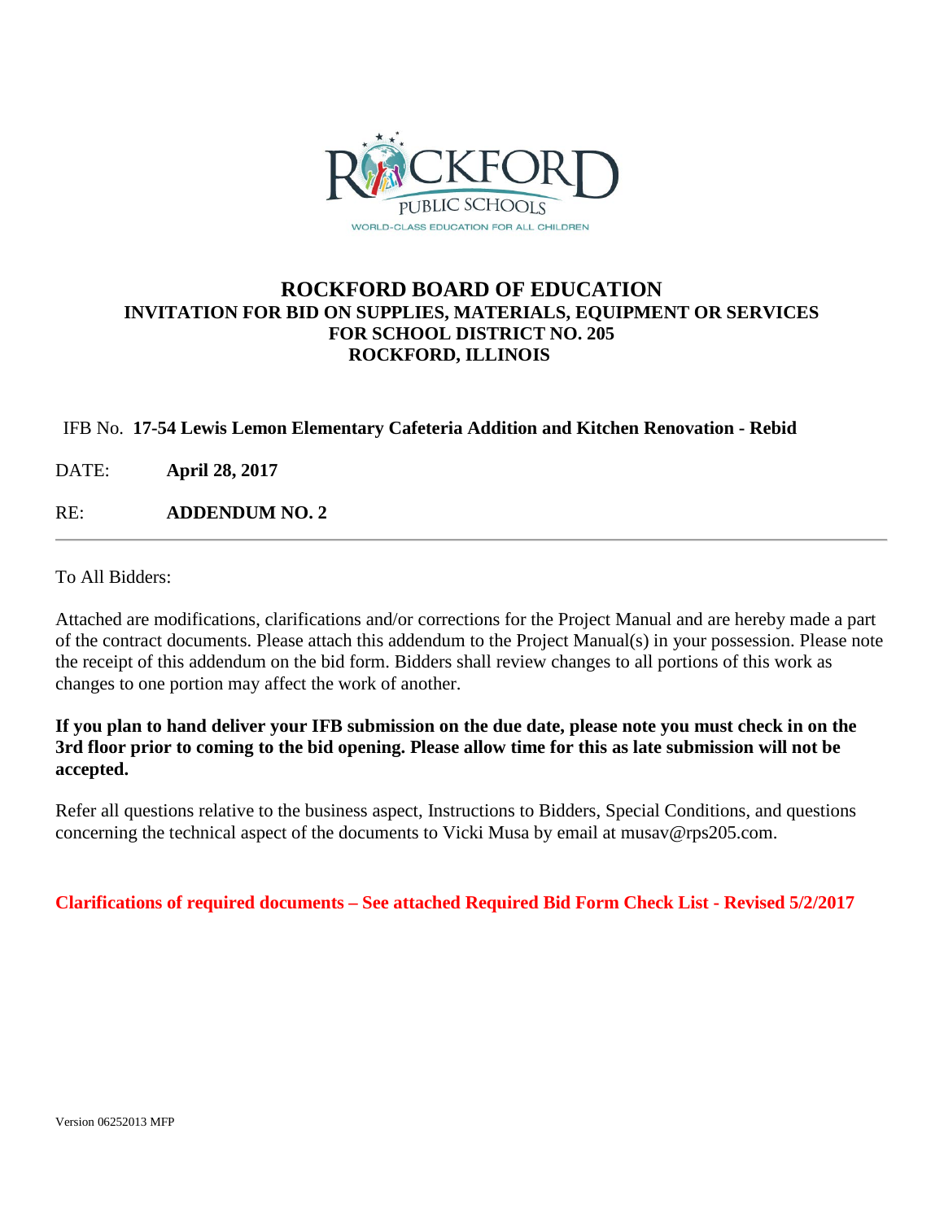# ROCKFORD BOARD OF EDUCATION

## INVITATION FOR BID ON SUPPLIES, MATERIALS, EQUIPMENT OR SERVICES FOR SCHOOL DISTRICT NO. 205 ROCKFORD, ILLINOIS

IFB No. **17-54 Lewis Lemon Elementary Cafeteria Addition and Kitchen Renovation - Rebid**

DATE: **April 28, 2017**

RE: **ADDENDUM NO. 2**

---

To All Bidders:

Attached are modifications, clarifications and/or corrections for the Project Manual and are hereby made a part of the contract documents. Please attach this addendum to the Project Manual(s) in your possession. Please note the receipt of this addendum on the bid form. Bidders shall review changes to all portions of this work as changes to one portion may affect the work of another.

**If you plan to hand deliver your IFB submission on the due date, please note you must check in on the 3rd floor prior to coming to the bid opening. Please allow time for this as late submission will not be accepted.**

Refer all questions relative to the business aspect, Instructions to Bidders, Special Conditions, and questions concerning the technical aspect of the documents to Vicki Musa by email at musav@rps205.com.

**Clarifications of required documents – See attached Required Bid Form Check List - Revised 5/2/2017**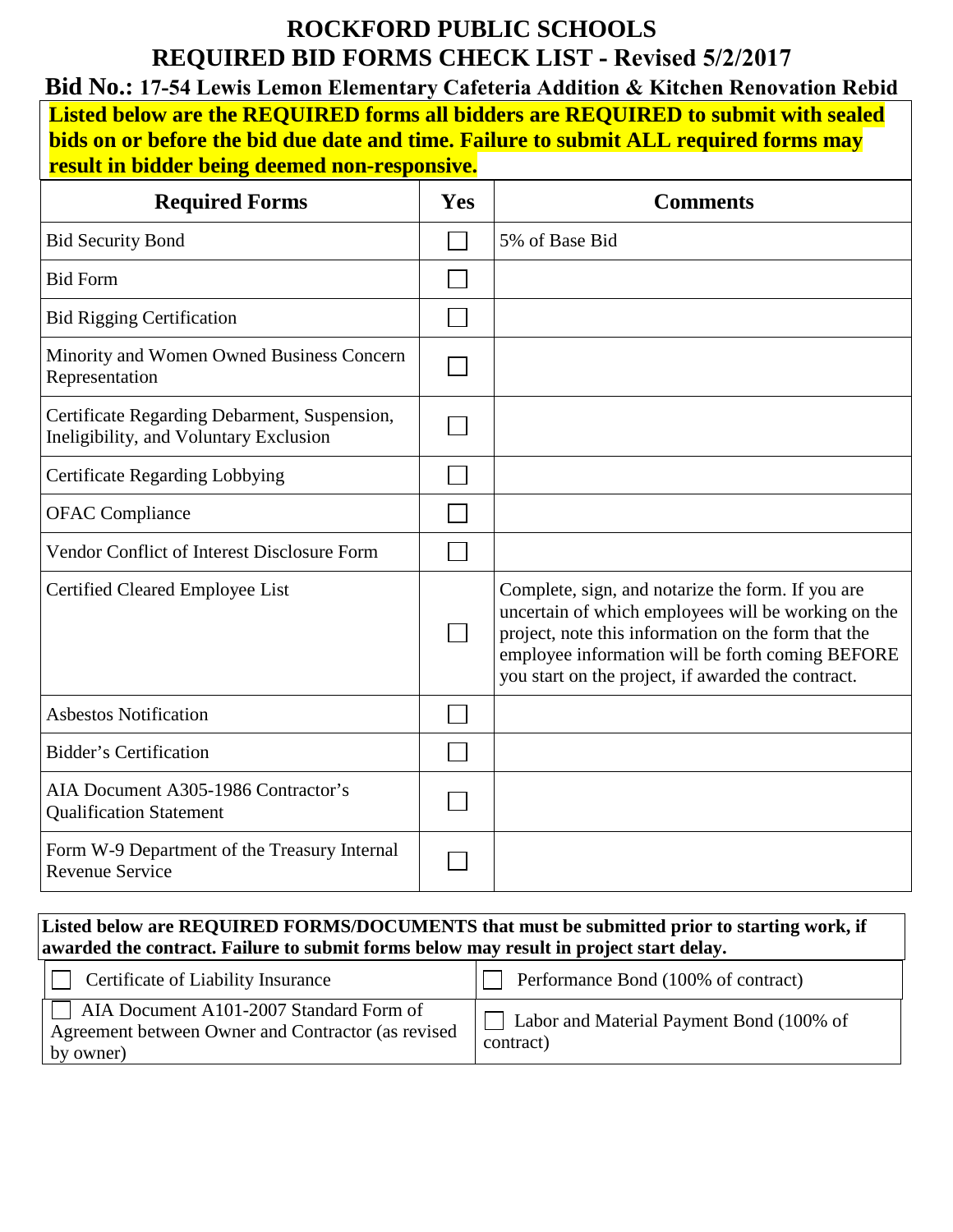# ROCKFORD PUBLIC SCHOOLS
# REQUIRED BID FORMS CHECK LIST - Revised 5/2/2017

**Bid No.: 17-54 Lewis Lemon Elementary Cafeteria Addition & Kitchen Renovation Rebid**

**Listed below are the REQUIRED forms all bidders are REQUIRED to submit with sealed bids on or before the bid due date and time. Failure to submit ALL required forms may result in bidder being deemed non-responsive.**

| Required Forms | Yes | Comments |
|---|---|---|
| Bid Security Bond | ☐ | 5% of Base Bid |
| Bid Form | ☐ | |
| Bid Rigging Certification | ☐ | |
| Minority and Women Owned Business Concern Representation | ☐ | |
| Certificate Regarding Debarment, Suspension, Ineligibility, and Voluntary Exclusion | ☐ | |
| Certificate Regarding Lobbying | ☐ | |
| OFAC Compliance | ☐ | |
| Vendor Conflict of Interest Disclosure Form | ☐ | |
| Certified Cleared Employee List | ☐ | Complete, sign, and notarize the form. If you are uncertain of which employees will be working on the project, note this information on the form that the employee information will be forth coming BEFORE you start on the project, if awarded the contract. |
| Asbestos Notification | ☐ | |
| Bidder's Certification | ☐ | |
| AIA Document A305-1986 Contractor's Qualification Statement | ☐ | |
| Form W-9 Department of the Treasury Internal Revenue Service | ☐ | |

**Listed below are REQUIRED FORMS/DOCUMENTS that must be submitted prior to starting work, if awarded the contract. Failure to submit forms below may result in project start delay.**

| | |
|---|---|
| ☐ Certificate of Liability Insurance | ☐ Performance Bond (100% of contract) |
| ☐ AIA Document A101-2007 Standard Form of Agreement between Owner and Contractor (as revised by owner) | ☐ Labor and Material Payment Bond (100% of contract) |